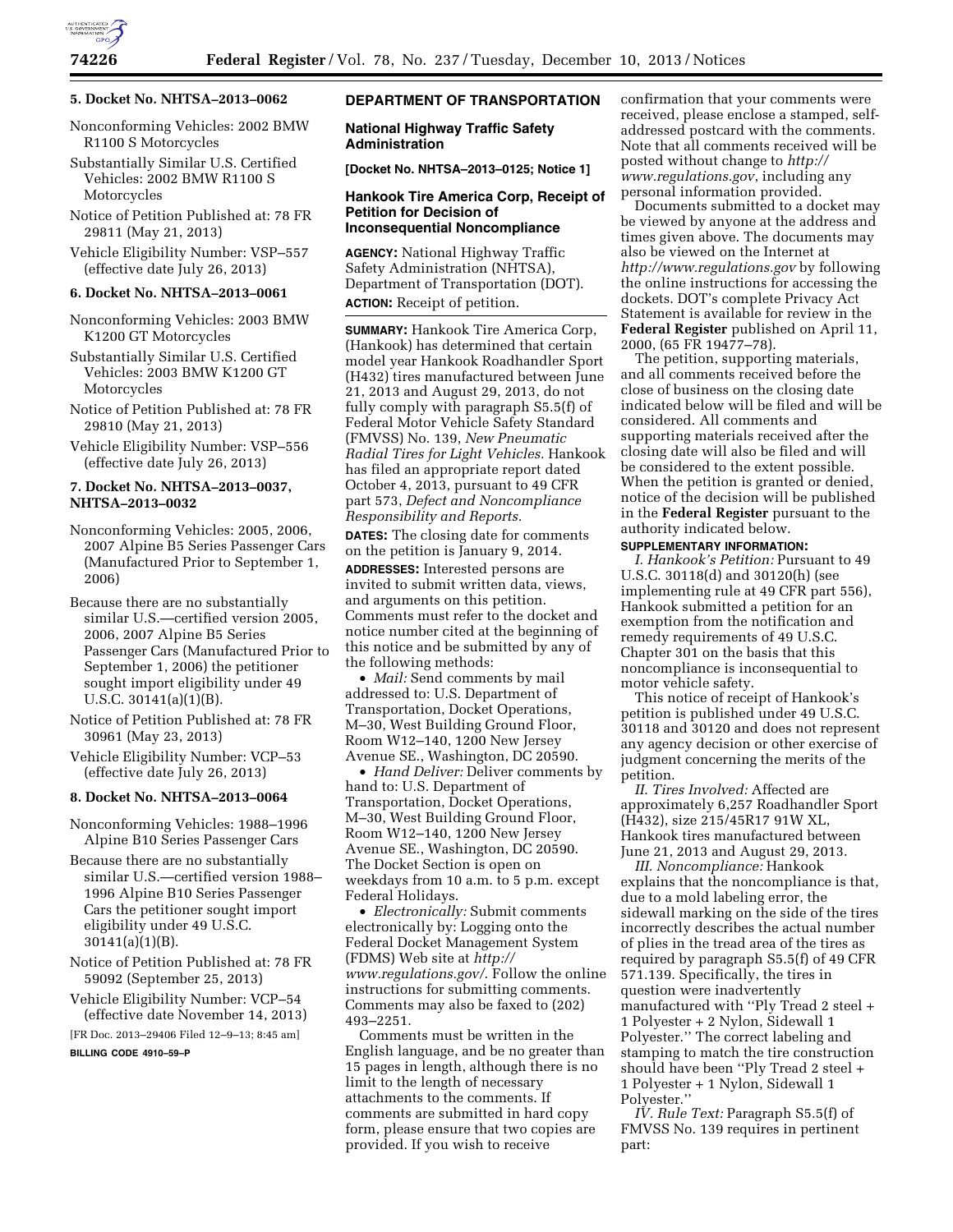### 5. Docket No. NHTSA–2013–0062

Nonconforming Vehicles: 2002 BMW R1100 S Motorcycles

Substantially Similar U.S. Certified Vehicles: 2002 BMW R1100 S Motorcycles

Notice of Petition Published at: 78 FR 29811 (May 21, 2013)

Vehicle Eligibility Number: VSP–557 (effective date July 26, 2013)

### 6. Docket No. NHTSA–2013–0061

Nonconforming Vehicles: 2003 BMW K1200 GT Motorcycles

Substantially Similar U.S. Certified Vehicles: 2003 BMW K1200 GT Motorcycles

Notice of Petition Published at: 78 FR 29810 (May 21, 2013)

Vehicle Eligibility Number: VSP–556 (effective date July 26, 2013)

### 7. Docket No. NHTSA–2013–0037, NHTSA–2013–0032

Nonconforming Vehicles: 2005, 2006, 2007 Alpine B5 Series Passenger Cars (Manufactured Prior to September 1, 2006)

Because there are no substantially similar U.S.—certified version 2005, 2006, 2007 Alpine B5 Series Passenger Cars (Manufactured Prior to September 1, 2006) the petitioner sought import eligibility under 49 U.S.C. 30141(a)(1)(B).

Notice of Petition Published at: 78 FR 30961 (May 23, 2013)

Vehicle Eligibility Number: VCP–53 (effective date July 26, 2013)

### 8. Docket No. NHTSA–2013–0064

Nonconforming Vehicles: 1988–1996 Alpine B10 Series Passenger Cars

Because there are no substantially similar U.S.—certified version 1988–1996 Alpine B10 Series Passenger Cars the petitioner sought import eligibility under 49 U.S.C. 30141(a)(1)(B).

Notice of Petition Published at: 78 FR 59092 (September 25, 2013)

Vehicle Eligibility Number: VCP–54 (effective date November 14, 2013)

[FR Doc. 2013–29406 Filed 12–9–13; 8:45 am]

**BILLING CODE 4910–59–P**

## DEPARTMENT OF TRANSPORTATION

### National Highway Traffic Safety Administration

**[Docket No. NHTSA–2013–0125; Notice 1]**

### Hankook Tire America Corp, Receipt of Petition for Decision of Inconsequential Noncompliance

**AGENCY:** National Highway Traffic Safety Administration (NHTSA), Department of Transportation (DOT).

**ACTION:** Receipt of petition.

**SUMMARY:** Hankook Tire America Corp, (Hankook) has determined that certain model year Hankook Roadhandler Sport (H432) tires manufactured between June 21, 2013 and August 29, 2013, do not fully comply with paragraph S5.5(f) of Federal Motor Vehicle Safety Standard (FMVSS) No. 139, *New Pneumatic Radial Tires for Light Vehicles.* Hankook has filed an appropriate report dated October 4, 2013, pursuant to 49 CFR part 573, *Defect and Noncompliance Responsibility and Reports.*

**DATES:** The closing date for comments on the petition is January 9, 2014.

**ADDRESSES:** Interested persons are invited to submit written data, views, and arguments on this petition. Comments must refer to the docket and notice number cited at the beginning of this notice and be submitted by any of the following methods:

- *Mail:* Send comments by mail addressed to: U.S. Department of Transportation, Docket Operations, M–30, West Building Ground Floor, Room W12–140, 1200 New Jersey Avenue SE., Washington, DC 20590.
- *Hand Deliver:* Deliver comments by hand to: U.S. Department of Transportation, Docket Operations, M–30, West Building Ground Floor, Room W12–140, 1200 New Jersey Avenue SE., Washington, DC 20590. The Docket Section is open on weekdays from 10 a.m. to 5 p.m. except Federal Holidays.
- *Electronically:* Submit comments electronically by: Logging onto the Federal Docket Management System (FDMS) Web site at *http://www.regulations.gov/*. Follow the online instructions for submitting comments. Comments may also be faxed to (202) 493–2251.

Comments must be written in the English language, and be no greater than 15 pages in length, although there is no limit to the length of necessary attachments to the comments. If comments are submitted in hard copy form, please ensure that two copies are provided. If you wish to receive confirmation that your comments were received, please enclose a stamped, self-addressed postcard with the comments. Note that all comments received will be posted without change to *http://www.regulations.gov*, including any personal information provided.

Documents submitted to a docket may be viewed by anyone at the address and times given above. The documents may also be viewed on the Internet at *http://www.regulations.gov* by following the online instructions for accessing the dockets. DOT's complete Privacy Act Statement is available for review in the **Federal Register** published on April 11, 2000, (65 FR 19477–78).

The petition, supporting materials, and all comments received before the close of business on the closing date indicated below will be filed and will be considered. All comments and supporting materials received after the closing date will also be filed and will be considered to the extent possible. When the petition is granted or denied, notice of the decision will be published in the **Federal Register** pursuant to the authority indicated below.

**SUPPLEMENTARY INFORMATION:**

*I. Hankook's Petition:* Pursuant to 49 U.S.C. 30118(d) and 30120(h) (see implementing rule at 49 CFR part 556), Hankook submitted a petition for an exemption from the notification and remedy requirements of 49 U.S.C. Chapter 301 on the basis that this noncompliance is inconsequential to motor vehicle safety.

This notice of receipt of Hankook's petition is published under 49 U.S.C. 30118 and 30120 and does not represent any agency decision or other exercise of judgment concerning the merits of the petition.

*II. Tires Involved:* Affected are approximately 6,257 Roadhandler Sport (H432), size 215/45R17 91W XL, Hankook tires manufactured between June 21, 2013 and August 29, 2013.

*III. Noncompliance:* Hankook explains that the noncompliance is that, due to a mold labeling error, the sidewall marking on the side of the tires incorrectly describes the actual number of plies in the tread area of the tires as required by paragraph S5.5(f) of 49 CFR 571.139. Specifically, the tires in question were inadvertently manufactured with ''Ply Tread 2 steel + 1 Polyester + 2 Nylon, Sidewall 1 Polyester.'' The correct labeling and stamping to match the tire construction should have been ''Ply Tread 2 steel + 1 Polyester + 1 Nylon, Sidewall 1 Polyester.''

*IV. Rule Text:* Paragraph S5.5(f) of FMVSS No. 139 requires in pertinent part: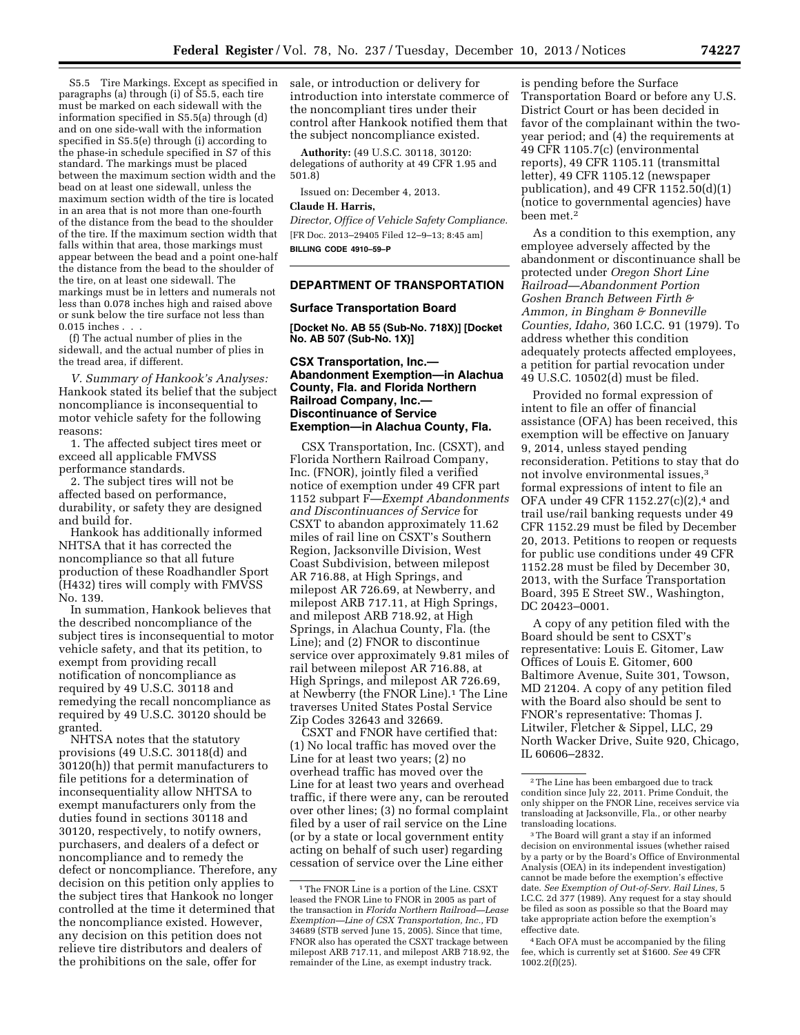S5.5 Tire Markings. Except as specified in paragraphs (a) through (i) of S5.5, each tire must be marked on each sidewall with the information specified in S5.5(a) through (d) and on one side-wall with the information specified in S5.5(e) through (i) according to the phase-in schedule specified in S7 of this standard. The markings must be placed between the maximum section width and the bead on at least one sidewall, unless the maximum section width of the tire is located in an area that is not more than one-fourth of the distance from the bead to the shoulder of the tire. If the maximum section width that falls within that area, those markings must appear between the bead and a point one-half the distance from the bead to the shoulder of the tire, on at least one sidewall. The markings must be in letters and numerals not less than 0.078 inches high and raised above or sunk below the tire surface not less than 0.015 inches . . .

(f) The actual number of plies in the sidewall, and the actual number of plies in the tread area, if different.

*V. Summary of Hankook's Analyses:* Hankook stated its belief that the subject noncompliance is inconsequential to motor vehicle safety for the following reasons:

1. The affected subject tires meet or exceed all applicable FMVSS performance standards.

2. The subject tires will not be affected based on performance, durability, or safety they are designed and build for.

Hankook has additionally informed NHTSA that it has corrected the noncompliance so that all future production of these Roadhandler Sport (H432) tires will comply with FMVSS No. 139.

In summation, Hankook believes that the described noncompliance of the subject tires is inconsequential to motor vehicle safety, and that its petition, to exempt from providing recall notification of noncompliance as required by 49 U.S.C. 30118 and remedying the recall noncompliance as required by 49 U.S.C. 30120 should be granted.

NHTSA notes that the statutory provisions (49 U.S.C. 30118(d) and 30120(h)) that permit manufacturers to file petitions for a determination of inconsequentiality allow NHTSA to exempt manufacturers only from the duties found in sections 30118 and 30120, respectively, to notify owners, purchasers, and dealers of a defect or noncompliance and to remedy the defect or noncompliance. Therefore, any decision on this petition only applies to the subject tires that Hankook no longer controlled at the time it determined that the noncompliance existed. However, any decision on this petition does not relieve tire distributors and dealers of the prohibitions on the sale, offer for sale, or introduction or delivery for introduction into interstate commerce of the noncompliant tires under their control after Hankook notified them that the subject noncompliance existed.

**Authority:** (49 U.S.C. 30118, 30120: delegations of authority at 49 CFR 1.95 and 501.8)

Issued on: December 4, 2013.

**Claude H. Harris,**

*Director, Office of Vehicle Safety Compliance.*

[FR Doc. 2013–29405 Filed 12–9–13; 8:45 am]

**BILLING CODE 4910–59–P**

## DEPARTMENT OF TRANSPORTATION

### Surface Transportation Board

**[Docket No. AB 55 (Sub-No. 718X)] [Docket No. AB 507 (Sub-No. 1X)]**

### CSX Transportation, Inc.—Abandonment Exemption—in Alachua County, Fla. and Florida Northern Railroad Company, Inc.—Discontinuance of Service Exemption—in Alachua County, Fla.

CSX Transportation, Inc. (CSXT), and Florida Northern Railroad Company, Inc. (FNOR), jointly filed a verified notice of exemption under 49 CFR part 1152 subpart F—*Exempt Abandonments and Discontinuances of Service* for CSXT to abandon approximately 11.62 miles of rail line on CSXT's Southern Region, Jacksonville Division, West Coast Subdivision, between milepost AR 716.88, at High Springs, and milepost AR 726.69, at Newberry, and milepost ARB 717.11, at High Springs, and milepost ARB 718.92, at High Springs, in Alachua County, Fla. (the Line); and (2) FNOR to discontinue service over approximately 9.81 miles of rail between milepost AR 716.88, at High Springs, and milepost AR 726.69, at Newberry (the FNOR Line).[1] The Line traverses United States Postal Service Zip Codes 32643 and 32669.

CSXT and FNOR have certified that: (1) No local traffic has moved over the Line for at least two years; (2) no overhead traffic has moved over the Line for at least two years and overhead traffic, if there were any, can be rerouted over other lines; (3) no formal complaint filed by a user of rail service on the Line (or by a state or local government entity acting on behalf of such user) regarding cessation of service over the Line either is pending before the Surface Transportation Board or before any U.S. District Court or has been decided in favor of the complainant within the two-year period; and (4) the requirements at 49 CFR 1105.7(c) (environmental reports), 49 CFR 1105.11 (transmittal letter), 49 CFR 1105.12 (newspaper publication), and 49 CFR 1152.50(d)(1) (notice to governmental agencies) have been met.[2]

As a condition to this exemption, any employee adversely affected by the abandonment or discontinuance shall be protected under *Oregon Short Line Railroad—Abandonment Portion Goshen Branch Between Firth & Ammon, in Bingham & Bonneville Counties, Idaho,* 360 I.C.C. 91 (1979). To address whether this condition adequately protects affected employees, a petition for partial revocation under 49 U.S.C. 10502(d) must be filed.

Provided no formal expression of intent to file an offer of financial assistance (OFA) has been received, this exemption will be effective on January 9, 2014, unless stayed pending reconsideration. Petitions to stay that do not involve environmental issues,[3] formal expressions of intent to file an OFA under 49 CFR 1152.27(c)(2),[4] and trail use/rail banking requests under 49 CFR 1152.29 must be filed by December 20, 2013. Petitions to reopen or requests for public use conditions under 49 CFR 1152.28 must be filed by December 30, 2013, with the Surface Transportation Board, 395 E Street SW., Washington, DC 20423–0001.

A copy of any petition filed with the Board should be sent to CSXT's representative: Louis E. Gitomer, Law Offices of Louis E. Gitomer, 600 Baltimore Avenue, Suite 301, Towson, MD 21204. A copy of any petition filed with the Board also should be sent to FNOR's representative: Thomas J. Litwiler, Fletcher & Sippel, LLC, 29 North Wacker Drive, Suite 920, Chicago, IL 60606–2832.

---

[1] The FNOR Line is a portion of the Line. CSXT leased the FNOR Line to FNOR in 2005 as part of the transaction in *Florida Northern Railroad—Lease Exemption—Line of CSX Transportation, Inc.,* FD 34689 (STB served June 15, 2005). Since that time, FNOR also has operated the CSXT trackage between milepost ARB 717.11, and milepost ARB 718.92, the remainder of the Line, as exempt industry track.

[2] The Line has been embargoed due to track condition since July 22, 2011. Prime Conduit, the only shipper on the FNOR Line, receives service via transloading at Jacksonville, Fla., or other nearby transloading locations.

[3] The Board will grant a stay if an informed decision on environmental issues (whether raised by a party or by the Board's Office of Environmental Analysis (OEA) in its independent investigation) cannot be made before the exemption's effective date. *See Exemption of Out-of-Serv. Rail Lines,* 5 I.C.C. 2d 377 (1989). Any request for a stay should be filed as soon as possible so that the Board may take appropriate action before the exemption's effective date.

[4] Each OFA must be accompanied by the filing fee, which is currently set at $1600. *See* 49 CFR 1002.2(f)(25).